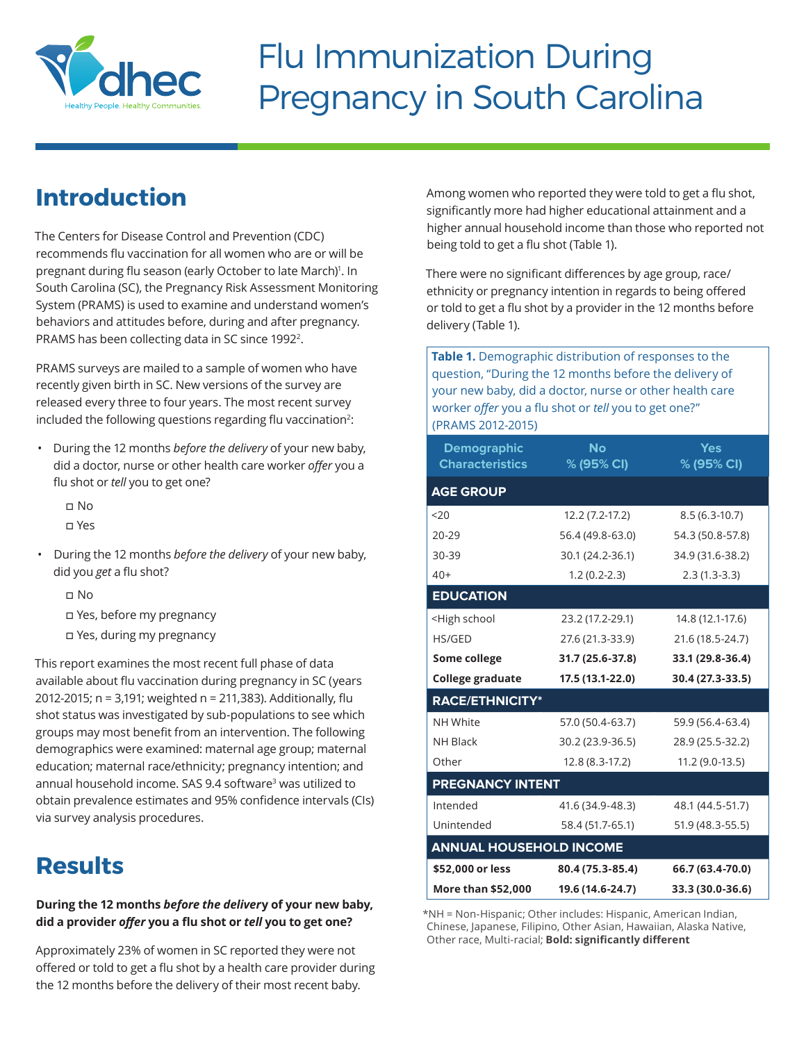# Flu Immunization During Pregnancy in South Carolina

## Introduction

The Centers for Disease Control and Prevention (CDC) recommends flu vaccination for all women who are or will be pregnant during flu season (early October to late March)[1]. In South Carolina (SC), the Pregnancy Risk Assessment Monitoring System (PRAMS) is used to examine and understand women's behaviors and attitudes before, during and after pregnancy. PRAMS has been collecting data in SC since 1992[2].

PRAMS surveys are mailed to a sample of women who have recently given birth in SC. New versions of the survey are released every three to four years. The most recent survey included the following questions regarding flu vaccination[2]:

- During the 12 months *before the delivery* of your new baby, did a doctor, nurse or other health care worker *offer* you a flu shot or *tell* you to get one?
  - ☐ No
  - ☐ Yes
- During the 12 months *before the delivery* of your new baby, did you *get* a flu shot?
  - ☐ No
  - ☐ Yes, before my pregnancy
  - ☐ Yes, during my pregnancy

This report examines the most recent full phase of data available about flu vaccination during pregnancy in SC (years 2012-2015; n = 3,191; weighted n = 211,383). Additionally, flu shot status was investigated by sub-populations to see which groups may most benefit from an intervention. The following demographics were examined: maternal age group; maternal education; maternal race/ethnicity; pregnancy intention; and annual household income. SAS 9.4 software[3] was utilized to obtain prevalence estimates and 95% confidence intervals (CIs) via survey analysis procedures.

## Results

**During the 12 months *before the delivery* of your new baby, did a provider *offer* you a flu shot or *tell* you to get one?**

Approximately 23% of women in SC reported they were not offered or told to get a flu shot by a health care provider during the 12 months before the delivery of their most recent baby.

Among women who reported they were told to get a flu shot, significantly more had higher educational attainment and a higher annual household income than those who reported not being told to get a flu shot (Table 1).

There were no significant differences by age group, race/ethnicity or pregnancy intention in regards to being offered or told to get a flu shot by a provider in the 12 months before delivery (Table 1).

**Table 1.** Demographic distribution of responses to the question, "During the 12 months before the delivery of your new baby, did a doctor, nurse or other health care worker *offer* you a flu shot or *tell* you to get one?" (PRAMS 2012-2015)

| Demographic Characteristics | No % (95% CI) | Yes % (95% CI) |
|---|---|---|
| **AGE GROUP** | | |
| <20 | 12.2 (7.2-17.2) | 8.5 (6.3-10.7) |
| 20-29 | 56.4 (49.8-63.0) | 54.3 (50.8-57.8) |
| 30-39 | 30.1 (24.2-36.1) | 34.9 (31.6-38.2) |
| 40+ | 1.2 (0.2-2.3) | 2.3 (1.3-3.3) |
| **EDUCATION** | | |
| <High school | 23.2 (17.2-29.1) | 14.8 (12.1-17.6) |
| HS/GED | 27.6 (21.3-33.9) | 21.6 (18.5-24.7) |
| **Some college** | **31.7 (25.6-37.8)** | **33.1 (29.8-36.4)** |
| **College graduate** | **17.5 (13.1-22.0)** | **30.4 (27.3-33.5)** |
| **RACE/ETHNICITY*** | | |
| NH White | 57.0 (50.4-63.7) | 59.9 (56.4-63.4) |
| NH Black | 30.2 (23.9-36.5) | 28.9 (25.5-32.2) |
| Other | 12.8 (8.3-17.2) | 11.2 (9.0-13.5) |
| **PREGNANCY INTENT** | | |
| Intended | 41.6 (34.9-48.3) | 48.1 (44.5-51.7) |
| Unintended | 58.4 (51.7-65.1) | 51.9 (48.3-55.5) |
| **ANNUAL HOUSEHOLD INCOME** | | |
| **$52,000 or less** | **80.4 (75.3-85.4)** | **66.7 (63.4-70.0)** |
| **More than $52,000** | **19.6 (14.6-24.7)** | **33.3 (30.0-36.6)** |

*NH = Non-Hispanic; Other includes: Hispanic, American Indian, Chinese, Japanese, Filipino, Other Asian, Hawaiian, Alaska Native, Other race, Multi-racial; **Bold: significantly different**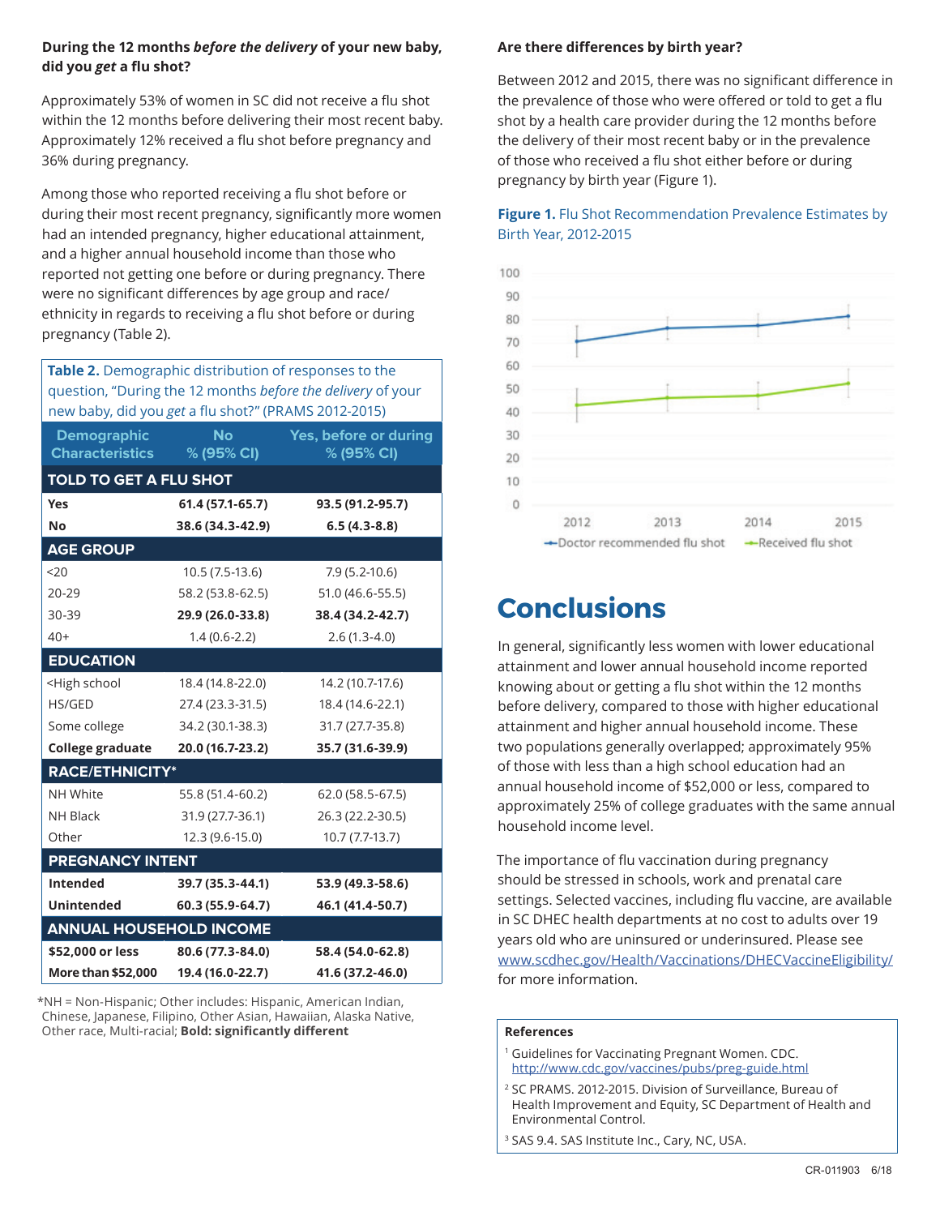**During the 12 months *before the delivery* of your new baby, did you *get* a flu shot?**

Approximately 53% of women in SC did not receive a flu shot within the 12 months before delivering their most recent baby. Approximately 12% received a flu shot before pregnancy and 36% during pregnancy.

Among those who reported receiving a flu shot before or during their most recent pregnancy, significantly more women had an intended pregnancy, higher educational attainment, and a higher annual household income than those who reported not getting one before or during pregnancy. There were no significant differences by age group and race/ethnicity in regards to receiving a flu shot before or during pregnancy (Table 2).

**Table 2.** Demographic distribution of responses to the question, "During the 12 months *before the delivery* of your new baby, did you *get* a flu shot?" (PRAMS 2012-2015)

| Demographic Characteristics | No % (95% CI) | Yes, before or during % (95% CI) |
|---|---|---|
| **TOLD TO GET A FLU SHOT** | | |
| **Yes** | **61.4 (57.1-65.7)** | **93.5 (91.2-95.7)** |
| **No** | **38.6 (34.3-42.9)** | **6.5 (4.3-8.8)** |
| **AGE GROUP** | | |
| <20 | 10.5 (7.5-13.6) | 7.9 (5.2-10.6) |
| 20-29 | 58.2 (53.8-62.5) | 51.0 (46.6-55.5) |
| 30-39 | **29.9 (26.0-33.8)** | **38.4 (34.2-42.7)** |
| 40+ | 1.4 (0.6-2.2) | 2.6 (1.3-4.0) |
| **EDUCATION** | | |
| <High school | 18.4 (14.8-22.0) | 14.2 (10.7-17.6) |
| HS/GED | 27.4 (23.3-31.5) | 18.4 (14.6-22.1) |
| Some college | 34.2 (30.1-38.3) | 31.7 (27.7-35.8) |
| **College graduate** | **20.0 (16.7-23.2)** | **35.7 (31.6-39.9)** |
| **RACE/ETHNICITY*** | | |
| NH White | 55.8 (51.4-60.2) | 62.0 (58.5-67.5) |
| NH Black | 31.9 (27.7-36.1) | 26.3 (22.2-30.5) |
| Other | 12.3 (9.6-15.0) | 10.7 (7.7-13.7) |
| **PREGNANCY INTENT** | | |
| **Intended** | **39.7 (35.3-44.1)** | **53.9 (49.3-58.6)** |
| **Unintended** | **60.3 (55.9-64.7)** | **46.1 (41.4-50.7)** |
| **ANNUAL HOUSEHOLD INCOME** | | |
| **$52,000 or less** | **80.6 (77.3-84.0)** | **58.4 (54.0-62.8)** |
| **More than $52,000** | **19.4 (16.0-22.7)** | **41.6 (37.2-46.0)** |

*NH = Non-Hispanic; Other includes: Hispanic, American Indian, Chinese, Japanese, Filipino, Other Asian, Hawaiian, Alaska Native, Other race, Multi-racial; **Bold: significantly different**

**Are there differences by birth year?**

Between 2012 and 2015, there was no significant difference in the prevalence of those who were offered or told to get a flu shot by a health care provider during the 12 months before the delivery of their most recent baby or in the prevalence of those who received a flu shot either before or during pregnancy by birth year (Figure 1).

**Figure 1.** Flu Shot Recommendation Prevalence Estimates by Birth Year, 2012-2015

100
90
80
70
60
50
40
30
20
10
0
2012 2013 2014 2015
Doctor recommended flu shot
Received flu shot

# Conclusions

In general, significantly less women with lower educational attainment and lower annual household income reported knowing about or getting a flu shot within the 12 months before delivery, compared to those with higher educational attainment and higher annual household income. These two populations generally overlapped; approximately 95% of those with less than a high school education had an annual household income of $52,000 or less, compared to approximately 25% of college graduates with the same annual household income level.

The importance of flu vaccination during pregnancy should be stressed in schools, work and prenatal care settings. Selected vaccines, including flu vaccine, are available in SC DHEC health departments at no cost to adults over 19 years old who are uninsured or underinsured. Please see www.scdhec.gov/Health/Vaccinations/DHECVaccineEligibility/ for more information.

**References**

[1] Guidelines for Vaccinating Pregnant Women. CDC. http://www.cdc.gov/vaccines/pubs/preg-guide.html

[2] SC PRAMS. 2012-2015. Division of Surveillance, Bureau of Health Improvement and Equity, SC Department of Health and Environmental Control.

[3] SAS 9.4. SAS Institute Inc., Cary, NC, USA.

CR-011903 6/18